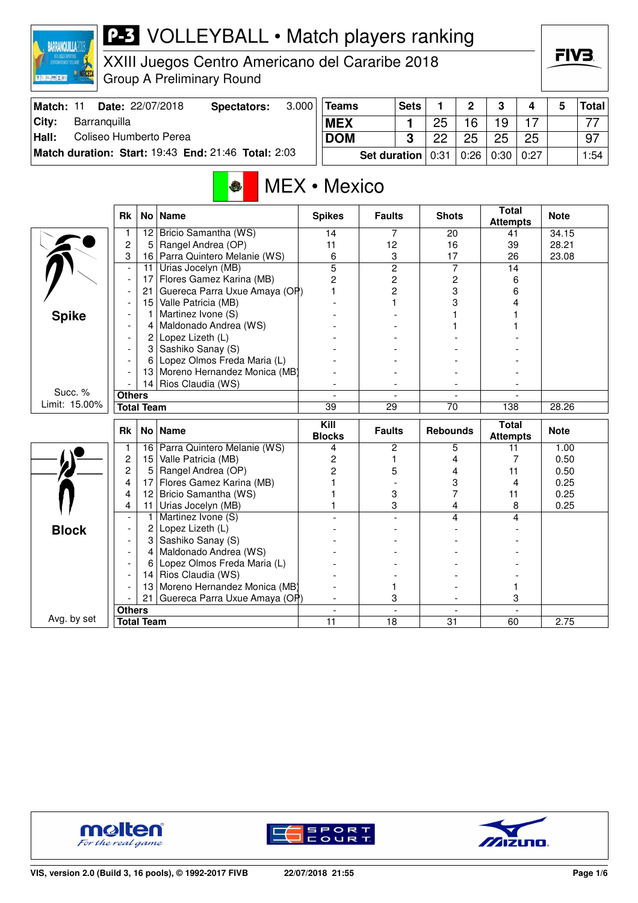# P-3 VOLLEYBALL • Match players ranking

XXIII Juegos Centro Americano del Cararibe 2018
Group A Preliminary Round

| Match: 11 | Date: 22/07/2018 | Spectators: | 3.000 |
|---|---|---|---|
| City: | Barranquilla | | |
| Hall: | Coliseo Humberto Perea | | |
| Match duration: Start: 19:43 | End: 21:46 | Total: 2:03 | |

| Teams | Sets | 1 | 2 | 3 | 4 | 5 | Total |
|---|---|---|---|---|---|---|---|
| MEX | 1 | 25 | 16 | 19 | 17 | | 77 |
| DOM | 3 | 22 | 25 | 25 | 25 | | 97 |
| Set duration | | 0:31 | 0:26 | 0:30 | 0:27 | | 1:54 |

## MEX • Mexico

### Spike

Succ. % Limit: 15.00%

| Rk | No | Name | Spikes | Faults | Shots | Total Attempts | Note |
|---|---|---|---|---|---|---|---|
| 1 | 12 | Bricio Samantha (WS) | 14 | 7 | 20 | 41 | 34.15 |
| 2 | 5 | Rangel Andrea (OP) | 11 | 12 | 16 | 39 | 28.21 |
| 3 | 16 | Parra Quintero Melanie (WS) | 6 | 3 | 17 | 26 | 23.08 |
| - | 11 | Urias Jocelyn (MB) | 5 | 2 | 7 | 14 | |
| - | 17 | Flores Gamez Karina (MB) | 2 | 2 | 2 | 6 | |
| - | 21 | Guereca Parra Uxue Amaya (OP) | 1 | 2 | 3 | 6 | |
| - | 15 | Valle Patricia (MB) | - | 1 | 3 | 4 | |
| - | 1 | Martinez Ivone (S) | - | - | 1 | 1 | |
| - | 4 | Maldonado Andrea (WS) | - | - | 1 | 1 | |
| - | 2 | Lopez Lizeth (L) | - | - | - | - | |
| - | 3 | Sashiko Sanay (S) | - | - | - | - | |
| - | 6 | Lopez Olmos Freda Maria (L) | - | - | - | - | |
| - | 13 | Moreno Hernandez Monica (MB) | - | - | - | - | |
| - | 14 | Rios Claudia (WS) | - | - | - | - | |
| Others | | | - | - | - | - | |
| Total Team | | | 39 | 29 | 70 | 138 | 28.26 |

### Block

Avg. by set

| Rk | No | Name | Kill Blocks | Faults | Rebounds | Total Attempts | Note |
|---|---|---|---|---|---|---|---|
| 1 | 16 | Parra Quintero Melanie (WS) | 4 | 2 | 5 | 11 | 1.00 |
| 2 | 15 | Valle Patricia (MB) | 2 | 1 | 4 | 7 | 0.50 |
| 2 | 5 | Rangel Andrea (OP) | 2 | 5 | 4 | 11 | 0.50 |
| 4 | 17 | Flores Gamez Karina (MB) | 1 | - | 3 | 4 | 0.25 |
| 4 | 12 | Bricio Samantha (WS) | 1 | 3 | 7 | 11 | 0.25 |
| 4 | 11 | Urias Jocelyn (MB) | 1 | 3 | 4 | 8 | 0.25 |
| - | 1 | Martinez Ivone (S) | - | - | 4 | 4 | |
| - | 2 | Lopez Lizeth (L) | - | - | - | - | |
| - | 3 | Sashiko Sanay (S) | - | - | - | - | |
| - | 4 | Maldonado Andrea (WS) | - | - | - | - | |
| - | 6 | Lopez Olmos Freda Maria (L) | - | - | - | - | |
| - | 14 | Rios Claudia (WS) | - | - | - | - | |
| - | 13 | Moreno Hernandez Monica (MB) | - | 1 | - | 1 | |
| - | 21 | Guereca Parra Uxue Amaya (OP) | - | 3 | - | 3 | |
| Others | | | - | - | - | - | |
| Total Team | | | 11 | 18 | 31 | 60 | 2.75 |

VIS, version 2.0 (Build 3, 16 pools), © 1992-2017 FIVB    22/07/2018 21:55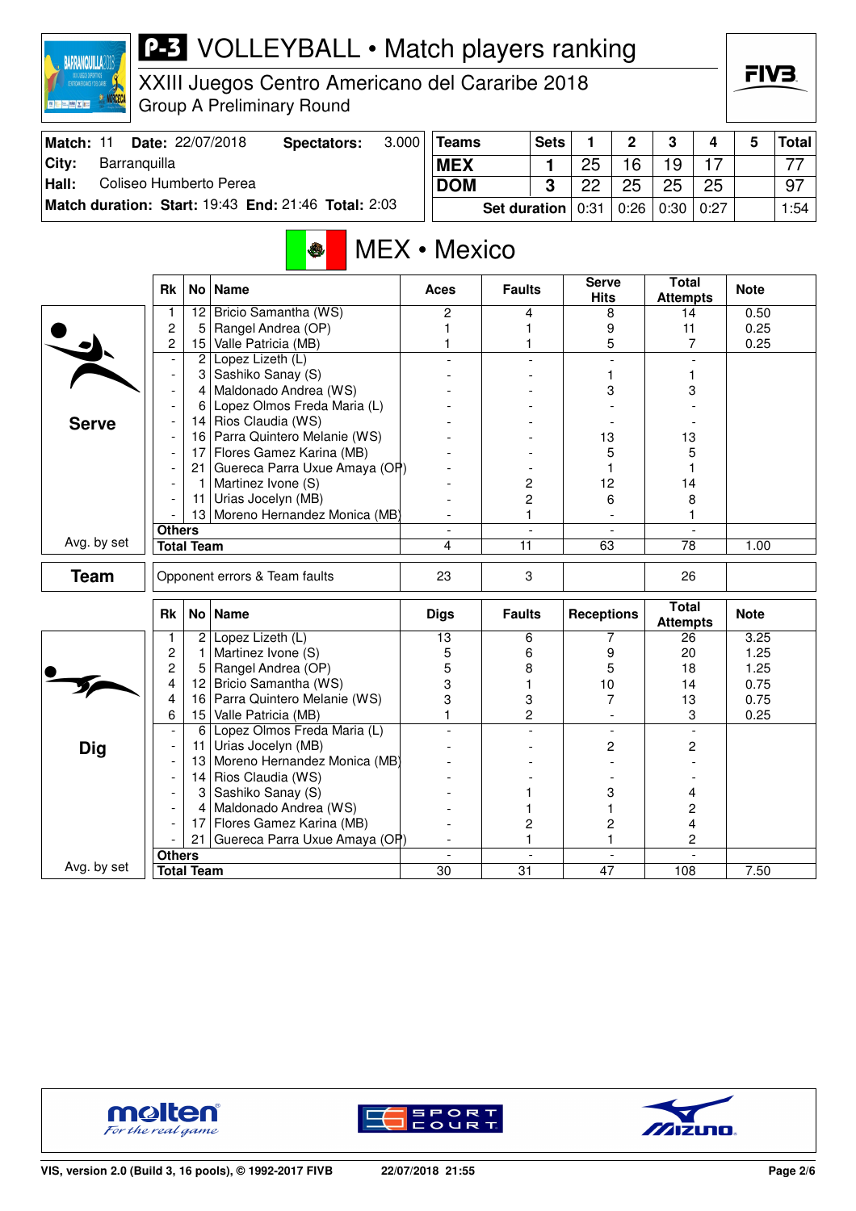# P-3 VOLLEYBALL • Match players ranking

XXIII Juegos Centro Americano del Cararibe 2018
Group A Preliminary Round

| Match: 11 | Date: 22/07/2018 | Spectators: | 3.000 |
|---|---|---|---|
| City: | Barranquilla | | |
| Hall: | Coliseo Humberto Perea | | |
| Match duration: Start: 19:43 | End: 21:46 | Total: 2:03 | |

| Teams | Sets | 1 | 2 | 3 | 4 | 5 | Total |
|---|---|---|---|---|---|---|---|
| MEX | 1 | 25 | 16 | 19 | 17 | | 77 |
| DOM | 3 | 22 | 25 | 25 | 25 | | 97 |
| Set duration | | 0:31 | 0:26 | 0:30 | 0:27 | | 1:54 |

## MEX • Mexico

### Serve

| Rk | No | Name | Aces | Faults | Serve Hits | Total Attempts | Note |
|---|---|---|---|---|---|---|---|
| 1 | 12 | Bricio Samantha (WS) | 2 | 4 | 8 | 14 | 0.50 |
| 2 | 5 | Rangel Andrea (OP) | 1 | 1 | 9 | 11 | 0.25 |
| 2 | 15 | Valle Patricia (MB) | 1 | 1 | 5 | 7 | 0.25 |
| - | 2 | Lopez Lizeth (L) | - | - | - | - | |
| - | 3 | Sashiko Sanay (S) | - | - | 1 | 1 | |
| - | 4 | Maldonado Andrea (WS) | - | - | 3 | 3 | |
| - | 6 | Lopez Olmos Freda Maria (L) | - | - | - | - | |
| - | 14 | Rios Claudia (WS) | - | - | - | - | |
| - | 16 | Parra Quintero Melanie (WS) | - | - | 13 | 13 | |
| - | 17 | Flores Gamez Karina (MB) | - | - | 5 | 5 | |
| - | 21 | Guereca Parra Uxue Amaya (OP) | - | - | 1 | 1 | |
| - | 1 | Martinez Ivone (S) | - | 2 | 12 | 14 | |
| - | 11 | Urias Jocelyn (MB) | - | 2 | 6 | 8 | |
| - | 13 | Moreno Hernandez Monica (MB) | - | 1 | - | 1 | |
| Others | | | - | - | - | - | |
| Total Team | | | 4 | 11 | 63 | 78 | 1.00 |

Avg. by set

### Team

| | Aces | Faults | | Total Attempts | Note |
|---|---|---|---|---|---|
| Opponent errors & Team faults | 23 | 3 | | 26 | |

### Dig

| Rk | No | Name | Digs | Faults | Receptions | Total Attempts | Note |
|---|---|---|---|---|---|---|---|
| 1 | 2 | Lopez Lizeth (L) | 13 | 6 | 7 | 26 | 3.25 |
| 2 | 1 | Martinez Ivone (S) | 5 | 6 | 9 | 20 | 1.25 |
| 2 | 5 | Rangel Andrea (OP) | 5 | 8 | 5 | 18 | 1.25 |
| 4 | 12 | Bricio Samantha (WS) | 3 | 1 | 10 | 14 | 0.75 |
| 4 | 16 | Parra Quintero Melanie (WS) | 3 | 3 | 7 | 13 | 0.75 |
| 6 | 15 | Valle Patricia (MB) | 1 | 2 | - | 3 | 0.25 |
| - | 6 | Lopez Olmos Freda Maria (L) | - | - | - | - | |
| - | 11 | Urias Jocelyn (MB) | - | - | 2 | 2 | |
| - | 13 | Moreno Hernandez Monica (MB) | - | - | - | - | |
| - | 14 | Rios Claudia (WS) | - | - | - | - | |
| - | 3 | Sashiko Sanay (S) | - | 1 | 3 | 4 | |
| - | 4 | Maldonado Andrea (WS) | - | 1 | 1 | 2 | |
| - | 17 | Flores Gamez Karina (MB) | - | 2 | 2 | 4 | |
| - | 21 | Guereca Parra Uxue Amaya (OP) | - | 1 | 1 | 2 | |
| Others | | | - | - | - | - | |
| Total Team | | | 30 | 31 | 47 | 108 | 7.50 |

Avg. by set

VIS, version 2.0 (Build 3, 16 pools), © 1992-2017 FIVB    22/07/2018 21:55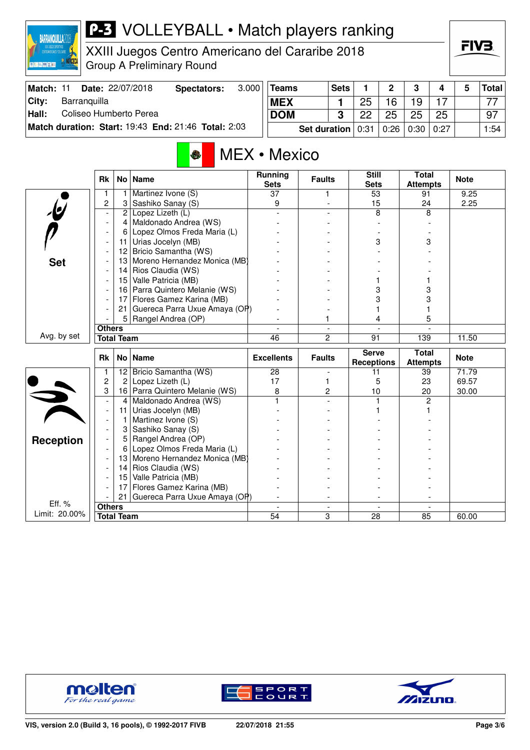# P-3 VOLLEYBALL • Match players ranking

XXIII Juegos Centro Americano del Cararibe 2018
Group A Preliminary Round

| Match: 11 | Date: 22/07/2018 | Spectators: | 3.000 |
|---|---|---|---|
| City: | Barranquilla | | |
| Hall: | Coliseo Humberto Perea | | |
| Match duration: | Start: 19:43 | End: 21:46 | Total: 2:03 |

| Teams | Sets | 1 | 2 | 3 | 4 | 5 | Total |
|---|---|---|---|---|---|---|---|
| MEX | 1 | 25 | 16 | 19 | 17 | | 77 |
| DOM | 3 | 22 | 25 | 25 | 25 | | 97 |
| Set duration | | 0:31 | 0:26 | 0:30 | 0:27 | | 1:54 |

## MEX • Mexico

### Set

| Rk | No | Name | Running Sets | Faults | Still Sets | Total Attempts | Note |
|---|---|---|---|---|---|---|---|
| 1 | 1 | Martinez Ivone (S) | 37 | 1 | 53 | 91 | 9.25 |
| 2 | 3 | Sashiko Sanay (S) | 9 | - | 15 | 24 | 2.25 |
| - | 2 | Lopez Lizeth (L) | - | - | 8 | 8 | |
| - | 4 | Maldonado Andrea (WS) | - | - | - | - | |
| - | 6 | Lopez Olmos Freda Maria (L) | - | - | - | - | |
| - | 11 | Urias Jocelyn (MB) | - | - | 3 | 3 | |
| - | 12 | Bricio Samantha (WS) | - | - | - | - | |
| - | 13 | Moreno Hernandez Monica (MB) | - | - | - | - | |
| - | 14 | Rios Claudia (WS) | - | - | - | - | |
| - | 15 | Valle Patricia (MB) | - | - | 1 | 1 | |
| - | 16 | Parra Quintero Melanie (WS) | - | - | 3 | 3 | |
| - | 17 | Flores Gamez Karina (MB) | - | - | 3 | 3 | |
| - | 21 | Guereca Parra Uxue Amaya (OP) | - | - | 1 | 1 | |
| - | 5 | Rangel Andrea (OP) | - | 1 | 4 | 5 | |
| Others | | | - | - | - | - | |
| Total Team | | | 46 | 2 | 91 | 139 | 11.50 |

Avg. by set

### Reception

| Rk | No | Name | Excellents | Faults | Serve Receptions | Total Attempts | Note |
|---|---|---|---|---|---|---|---|
| 1 | 12 | Bricio Samantha (WS) | 28 | - | 11 | 39 | 71.79 |
| 2 | 2 | Lopez Lizeth (L) | 17 | 1 | 5 | 23 | 69.57 |
| 3 | 16 | Parra Quintero Melanie (WS) | 8 | 2 | 10 | 20 | 30.00 |
| - | 4 | Maldonado Andrea (WS) | 1 | - | 1 | 2 | |
| - | 11 | Urias Jocelyn (MB) | - | - | 1 | 1 | |
| - | 1 | Martinez Ivone (S) | - | - | - | - | |
| - | 3 | Sashiko Sanay (S) | - | - | - | - | |
| - | 5 | Rangel Andrea (OP) | - | - | - | - | |
| - | 6 | Lopez Olmos Freda Maria (L) | - | - | - | - | |
| - | 13 | Moreno Hernandez Monica (MB) | - | - | - | - | |
| - | 14 | Rios Claudia (WS) | - | - | - | - | |
| - | 15 | Valle Patricia (MB) | - | - | - | - | |
| - | 17 | Flores Gamez Karina (MB) | - | - | - | - | |
| - | 21 | Guereca Parra Uxue Amaya (OP) | - | - | - | - | |
| Others | | | - | - | - | - | |
| Total Team | | | 54 | 3 | 28 | 85 | 60.00 |

Eff. %
Limit: 20.00%

VIS, version 2.0 (Build 3, 16 pools), © 1992-2017 FIVB — 22/07/2018 21:55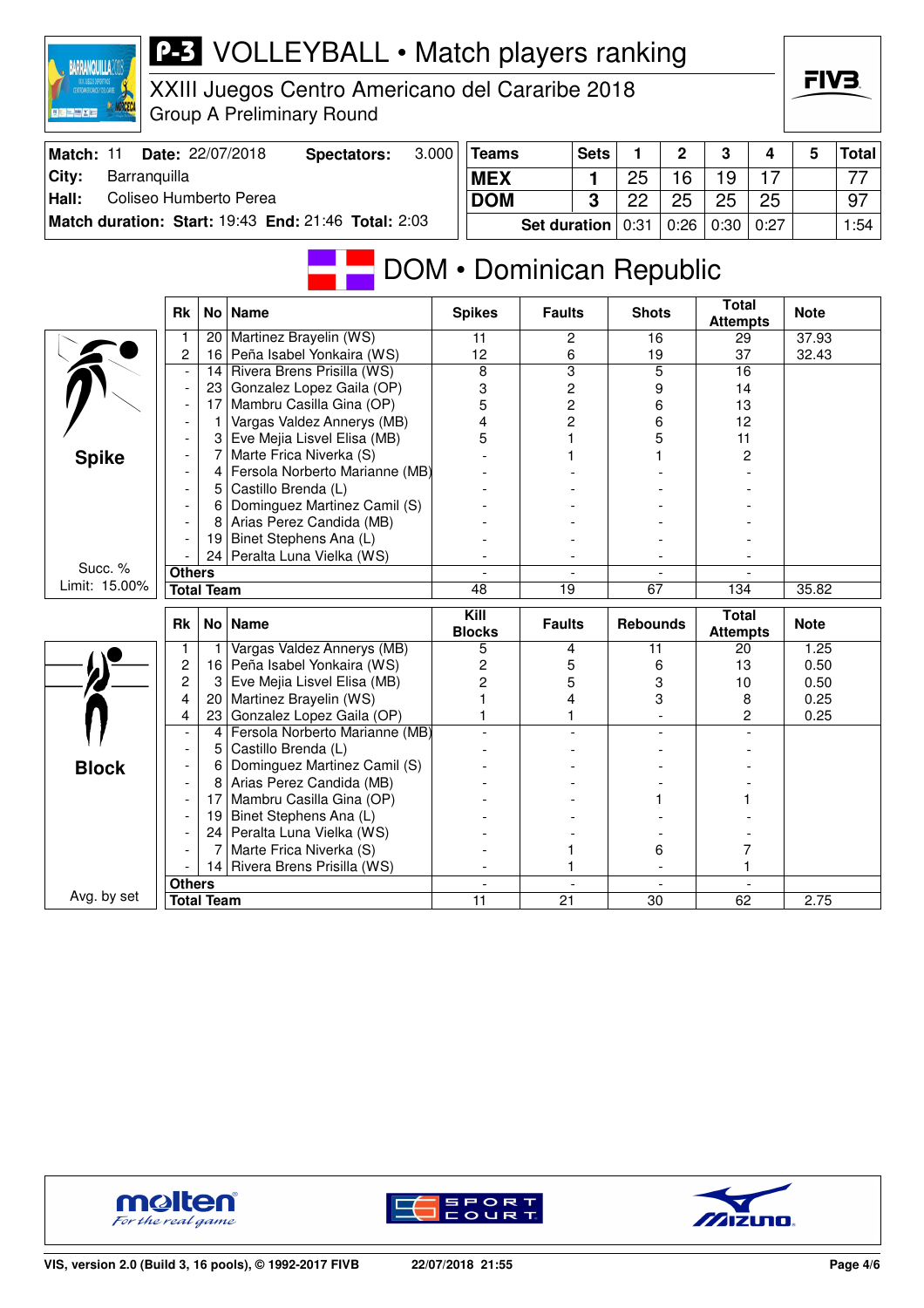# P-3 VOLLEYBALL • Match players ranking

XXIII Juegos Centro Americano del Cararibe 2018
Group A Preliminary Round

| Match: 11 | Date: 22/07/2018 | Spectators: | 3.000 |
|---|---|---|---|
| City: | Barranquilla | | |
| Hall: | Coliseo Humberto Perea | | |
| Match duration: Start: 19:43 | End: 21:46 | Total: 2:03 | |

| Teams | Sets | 1 | 2 | 3 | 4 | 5 | Total |
|---|---|---|---|---|---|---|---|
| MEX | 1 | 25 | 16 | 19 | 17 | | 77 |
| DOM | 3 | 22 | 25 | 25 | 25 | | 97 |
| Set duration | | 0:31 | 0:26 | 0:30 | 0:27 | | 1:54 |

## DOM • Dominican Republic

### Spike

Succ. % Limit: 15.00%

| Rk | No | Name | Spikes | Faults | Shots | Total Attempts | Note |
|---|---|---|---|---|---|---|---|
| 1 | 20 | Martinez Brayelin (WS) | 11 | 2 | 16 | 29 | 37.93 |
| 2 | 16 | Peña Isabel Yonkaira (WS) | 12 | 6 | 19 | 37 | 32.43 |
| - | 14 | Rivera Brens Prisilla (WS) | 8 | 3 | 5 | 16 | |
| - | 23 | Gonzalez Lopez Gaila (OP) | 3 | 2 | 9 | 14 | |
| - | 17 | Mambru Casilla Gina (OP) | 5 | 2 | 6 | 13 | |
| - | 1 | Vargas Valdez Annerys (MB) | 4 | 2 | 6 | 12 | |
| - | 3 | Eve Mejia Lisvel Elisa (MB) | 5 | 1 | 5 | 11 | |
| - | 7 | Marte Frica Niverka (S) | - | 1 | 1 | 2 | |
| - | 4 | Fersola Norberto Marianne (MB) | - | - | - | - | |
| - | 5 | Castillo Brenda (L) | - | - | - | - | |
| - | 6 | Dominguez Martinez Camil (S) | - | - | - | - | |
| - | 8 | Arias Perez Candida (MB) | - | - | - | - | |
| - | 19 | Binet Stephens Ana (L) | - | - | - | - | |
| - | 24 | Peralta Luna Vielka (WS) | - | - | - | - | |
| Others | | | - | - | - | - | |
| Total Team | | | 48 | 19 | 67 | 134 | 35.82 |

### Block

Avg. by set

| Rk | No | Name | Kill Blocks | Faults | Rebounds | Total Attempts | Note |
|---|---|---|---|---|---|---|---|
| 1 | 1 | Vargas Valdez Annerys (MB) | 5 | 4 | 11 | 20 | 1.25 |
| 2 | 16 | Peña Isabel Yonkaira (WS) | 2 | 5 | 6 | 13 | 0.50 |
| 2 | 3 | Eve Mejia Lisvel Elisa (MB) | 2 | 5 | 3 | 10 | 0.50 |
| 4 | 20 | Martinez Brayelin (WS) | 1 | 4 | 3 | 8 | 0.25 |
| 4 | 23 | Gonzalez Lopez Gaila (OP) | 1 | 1 | - | 2 | 0.25 |
| - | 4 | Fersola Norberto Marianne (MB) | - | - | - | - | |
| - | 5 | Castillo Brenda (L) | - | - | - | - | |
| - | 6 | Dominguez Martinez Camil (S) | - | - | - | - | |
| - | 8 | Arias Perez Candida (MB) | - | - | - | - | |
| - | 17 | Mambru Casilla Gina (OP) | - | - | 1 | 1 | |
| - | 19 | Binet Stephens Ana (L) | - | - | - | - | |
| - | 24 | Peralta Luna Vielka (WS) | - | - | - | - | |
| - | 7 | Marte Frica Niverka (S) | - | 1 | 6 | 7 | |
| - | 14 | Rivera Brens Prisilla (WS) | - | 1 | - | 1 | |
| Others | | | - | - | - | - | |
| Total Team | | | 11 | 21 | 30 | 62 | 2.75 |

VIS, version 2.0 (Build 3, 16 pools), © 1992-2017 FIVB — 22/07/2018 21:55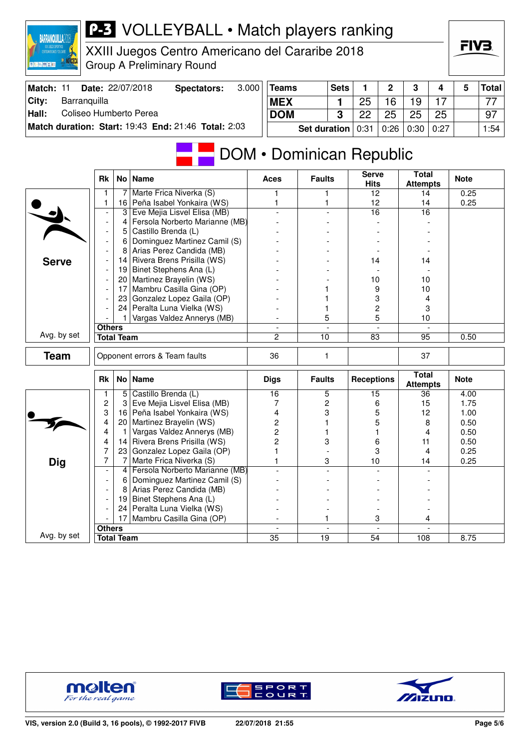# VOLLEYBALL • Match players ranking

XXIII Juegos Centro Americano del Cararibe 2018

Group A Preliminary Round

| Match: 11 | Date: 22/07/2018 | Spectators: | 3.000 |
|---|---|---|---|
| City: | Barranquilla | | |
| Hall: | Coliseo Humberto Perea | | |
| Match duration: | Start: 19:43 | End: 21:46 | Total: 2:03 |

| Teams | Sets | 1 | 2 | 3 | 4 | 5 | Total |
|---|---|---|---|---|---|---|---|
| MEX | 1 | 25 | 16 | 19 | 17 | | 77 |
| DOM | 3 | 22 | 25 | 25 | 25 | | 97 |
| Set duration | | 0:31 | 0:26 | 0:30 | 0:27 | | 1:54 |

## DOM • Dominican Republic

### Serve

| Rk | No | Name | Aces | Faults | Serve Hits | Total Attempts | Note |
|---|---|---|---|---|---|---|---|
| 1 | 7 | Marte Frica Niverka (S) | 1 | 1 | 12 | 14 | 0.25 |
| 1 | 16 | Peña Isabel Yonkaira (WS) | 1 | 1 | 12 | 14 | 0.25 |
| - | 3 | Eve Mejia Lisvel Elisa (MB) | - | - | 16 | 16 | |
| - | 4 | Fersola Norberto Marianne (MB) | - | - | - | - | |
| - | 5 | Castillo Brenda (L) | - | - | - | - | |
| - | 6 | Dominguez Martinez Camil (S) | - | - | - | - | |
| - | 8 | Arias Perez Candida (MB) | - | - | - | - | |
| - | 14 | Rivera Brens Prisilla (WS) | - | - | 14 | 14 | |
| - | 19 | Binet Stephens Ana (L) | - | - | - | - | |
| - | 20 | Martinez Brayelin (WS) | - | - | 10 | 10 | |
| - | 17 | Mambru Casilla Gina (OP) | - | 1 | 9 | 10 | |
| - | 23 | Gonzalez Lopez Gaila (OP) | - | 1 | 3 | 4 | |
| - | 24 | Peralta Luna Vielka (WS) | - | 1 | 2 | 3 | |
| - | 1 | Vargas Valdez Annerys (MB) | - | 5 | 5 | 10 | |
| Others | | | - | - | - | - | |
| Total Team (Avg. by set) | | | 2 | 10 | 83 | 95 | 0.50 |

### Team

| | Aces | Faults | Serve Hits | Total Attempts | Note |
|---|---|---|---|---|---|
| Opponent errors & Team faults | 36 | 1 | | 37 | |

### Dig

| Rk | No | Name | Digs | Faults | Receptions | Total Attempts | Note |
|---|---|---|---|---|---|---|---|
| 1 | 5 | Castillo Brenda (L) | 16 | 5 | 15 | 36 | 4.00 |
| 2 | 3 | Eve Mejia Lisvel Elisa (MB) | 7 | 2 | 6 | 15 | 1.75 |
| 3 | 16 | Peña Isabel Yonkaira (WS) | 4 | 3 | 5 | 12 | 1.00 |
| 4 | 20 | Martinez Brayelin (WS) | 2 | 1 | 5 | 8 | 0.50 |
| 4 | 1 | Vargas Valdez Annerys (MB) | 2 | 1 | 1 | 4 | 0.50 |
| 4 | 14 | Rivera Brens Prisilla (WS) | 2 | 3 | 6 | 11 | 0.50 |
| 7 | 23 | Gonzalez Lopez Gaila (OP) | 1 | - | 3 | 4 | 0.25 |
| 7 | 7 | Marte Frica Niverka (S) | 1 | 3 | 10 | 14 | 0.25 |
| - | 4 | Fersola Norberto Marianne (MB) | - | - | - | - | |
| - | 6 | Dominguez Martinez Camil (S) | - | - | - | - | |
| - | 8 | Arias Perez Candida (MB) | - | - | - | - | |
| - | 19 | Binet Stephens Ana (L) | - | - | - | - | |
| - | 24 | Peralta Luna Vielka (WS) | - | - | - | - | |
| - | 17 | Mambru Casilla Gina (OP) | - | 1 | 3 | 4 | |
| Others | | | - | - | - | - | |
| Total Team (Avg. by set) | | | 35 | 19 | 54 | 108 | 8.75 |

VIS, version 2.0 (Build 3, 16 pools), © 1992-2017 FIVB 22/07/2018 21:55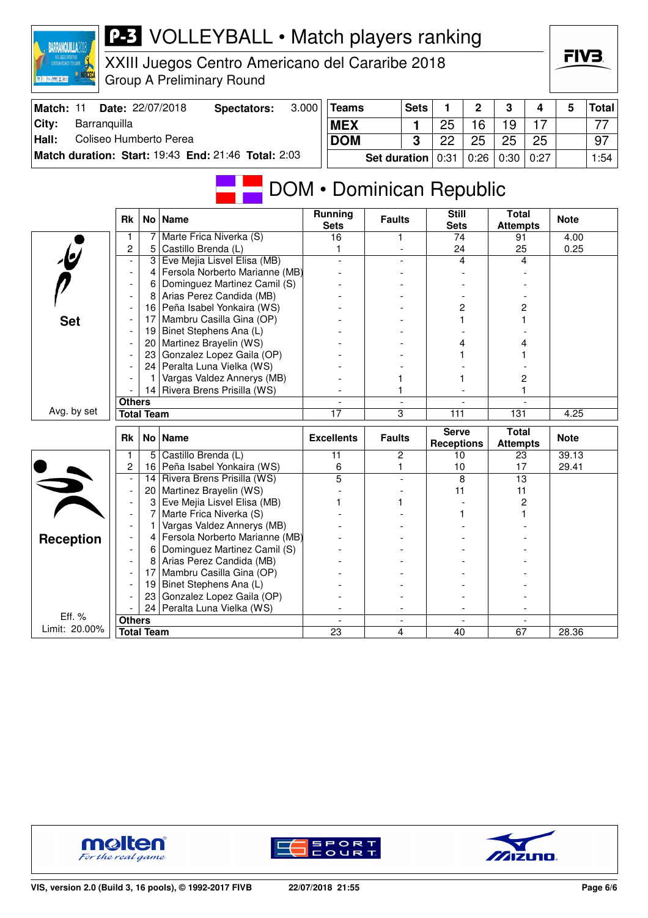# P-3 VOLLEYBALL • Match players ranking

XXIII Juegos Centro Americano del Cararibe 2018

Group A Preliminary Round

| | | | |
|---|---|---|---|
| **Match:** 11 | **Date:** 22/07/2018 | **Spectators:** | 3.000 |
| **City:** | Barranquilla | | |
| **Hall:** | Coliseo Humberto Perea | | |
| **Match duration: Start:** 19:43 | **End:** 21:46 | **Total:** 2:03 | |

| Teams | Sets | 1 | 2 | 3 | 4 | 5 | Total |
|---|---|---|---|---|---|---|---|
| MEX | 1 | 25 | 16 | 19 | 17 | | 77 |
| DOM | 3 | 22 | 25 | 25 | 25 | | 97 |
| Set duration | | 0:31 | 0:26 | 0:30 | 0:27 | | 1:54 |

## DOM • Dominican Republic

### Set

| Rk | No | Name | Running Sets | Faults | Still Sets | Total Attempts | Note |
|---|---|---|---|---|---|---|---|
| 1 | 7 | Marte Frica Niverka (S) | 16 | 1 | 74 | 91 | 4.00 |
| 2 | 5 | Castillo Brenda (L) | 1 | - | 24 | 25 | 0.25 |
| - | 3 | Eve Mejia Lisvel Elisa (MB) | - | - | 4 | 4 | |
| - | 4 | Fersola Norberto Marianne (MB) | - | - | - | - | |
| - | 6 | Dominguez Martinez Camil (S) | - | - | - | - | |
| - | 8 | Arias Perez Candida (MB) | - | - | - | - | |
| - | 16 | Peña Isabel Yonkaira (WS) | - | - | 2 | 2 | |
| - | 17 | Mambru Casilla Gina (OP) | - | - | 1 | 1 | |
| - | 19 | Binet Stephens Ana (L) | - | - | - | - | |
| - | 20 | Martinez Brayelin (WS) | - | - | 4 | 4 | |
| - | 23 | Gonzalez Lopez Gaila (OP) | - | - | 1 | 1 | |
| - | 24 | Peralta Luna Vielka (WS) | - | - | - | - | |
| - | 1 | Vargas Valdez Annerys (MB) | - | 1 | 1 | 2 | |
| - | 14 | Rivera Brens Prisilla (WS) | - | 1 | - | 1 | |
| Others | | | - | - | - | - | |
| Total Team | | | 17 | 3 | 111 | 131 | 4.25 |

Avg. by set

### Reception

| Rk | No | Name | Excellents | Faults | Serve Receptions | Total Attempts | Note |
|---|---|---|---|---|---|---|---|
| 1 | 5 | Castillo Brenda (L) | 11 | 2 | 10 | 23 | 39.13 |
| 2 | 16 | Peña Isabel Yonkaira (WS) | 6 | 1 | 10 | 17 | 29.41 |
| - | 14 | Rivera Brens Prisilla (WS) | 5 | - | 8 | 13 | |
| - | 20 | Martinez Brayelin (WS) | - | - | 11 | 11 | |
| - | 3 | Eve Mejia Lisvel Elisa (MB) | 1 | 1 | - | 2 | |
| - | 7 | Marte Frica Niverka (S) | - | - | 1 | 1 | |
| - | 1 | Vargas Valdez Annerys (MB) | - | - | - | - | |
| - | 4 | Fersola Norberto Marianne (MB) | - | - | - | - | |
| - | 6 | Dominguez Martinez Camil (S) | - | - | - | - | |
| - | 8 | Arias Perez Candida (MB) | - | - | - | - | |
| - | 17 | Mambru Casilla Gina (OP) | - | - | - | - | |
| - | 19 | Binet Stephens Ana (L) | - | - | - | - | |
| - | 23 | Gonzalez Lopez Gaila (OP) | - | - | - | - | |
| - | 24 | Peralta Luna Vielka (WS) | - | - | - | - | |
| Others | | | - | - | - | - | |
| Total Team | | | 23 | 4 | 40 | 67 | 28.36 |

Eff. %
Limit: 20.00%

VIS, version 2.0 (Build 3, 16 pools), © 1992-2017 FIVB    22/07/2018 21:55